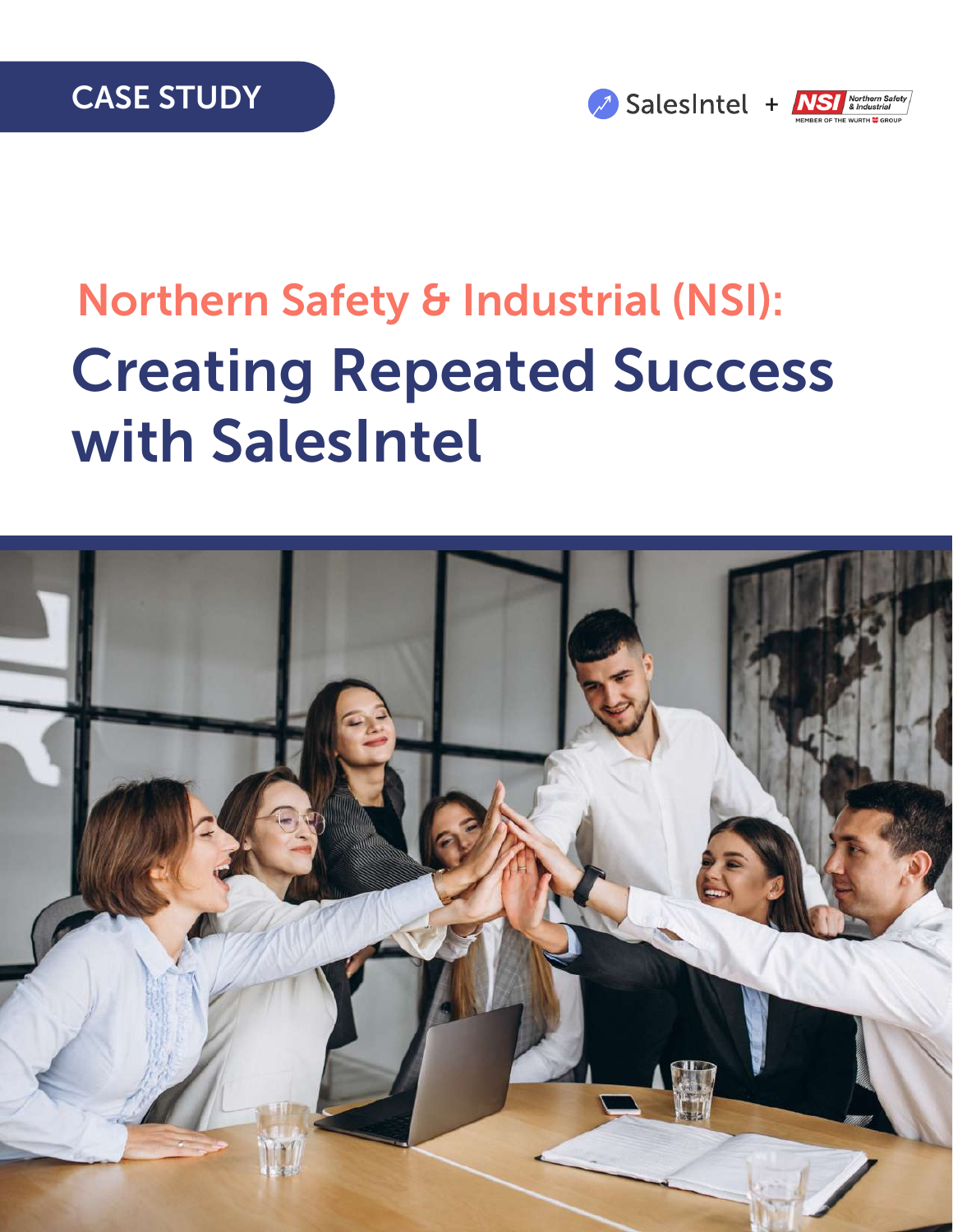CASE STUDY

SalesIntel + NSI Northern Safety & Industrial — MEMBER OF THE WURTH GROUP

## Northern Safety & Industrial (NSI):

# Creating Repeated Success with SalesIntel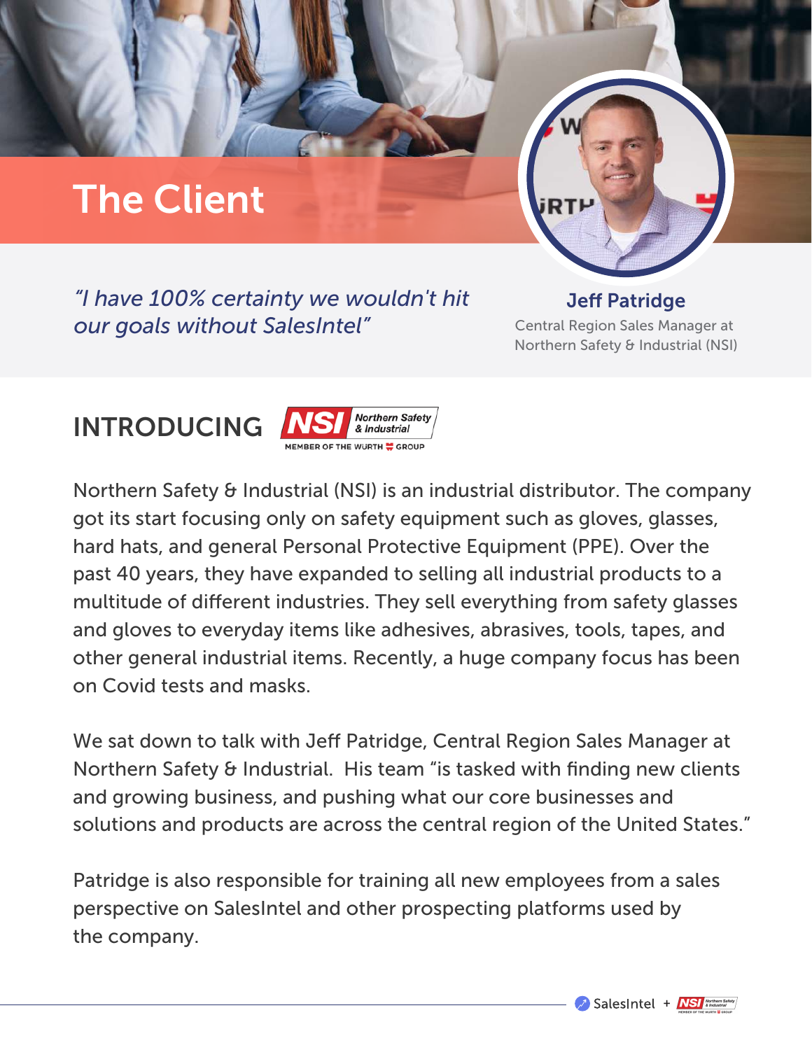# The Client

*"I have 100% certainty we wouldn't hit our goals without SalesIntel"*

**Jeff Patridge**
Central Region Sales Manager at Northern Safety & Industrial (NSI)

## INTRODUCING NSI Northern Safety & Industrial

MEMBER OF THE WURTH GROUP

Northern Safety & Industrial (NSI) is an industrial distributor. The company got its start focusing only on safety equipment such as gloves, glasses, hard hats, and general Personal Protective Equipment (PPE). Over the past 40 years, they have expanded to selling all industrial products to a multitude of different industries. They sell everything from safety glasses and gloves to everyday items like adhesives, abrasives, tools, tapes, and other general industrial items. Recently, a huge company focus has been on Covid tests and masks.

We sat down to talk with Jeff Patridge, Central Region Sales Manager at Northern Safety & Industrial. His team "is tasked with finding new clients and growing business, and pushing what our core businesses and solutions and products are across the central region of the United States."

Patridge is also responsible for training all new employees from a sales perspective on SalesIntel and other prospecting platforms used by the company.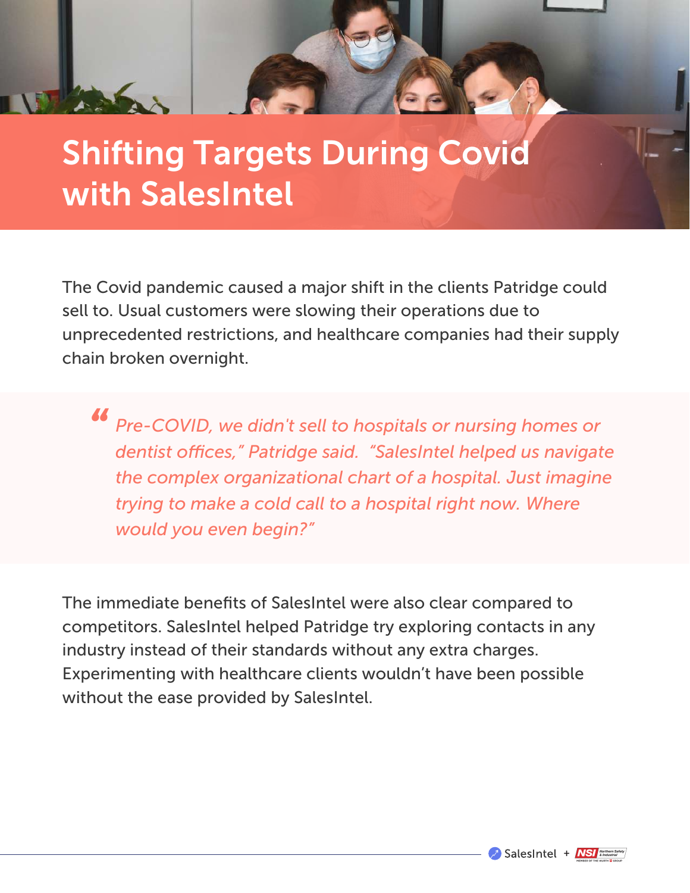# Shifting Targets During Covid with SalesIntel

The Covid pandemic caused a major shift in the clients Patridge could sell to. Usual customers were slowing their operations due to unprecedented restrictions, and healthcare companies had their supply chain broken overnight.

> *"Pre-COVID, we didn't sell to hospitals or nursing homes or dentist offices," Patridge said. "SalesIntel helped us navigate the complex organizational chart of a hospital. Just imagine trying to make a cold call to a hospital right now. Where would you even begin?"*

The immediate benefits of SalesIntel were also clear compared to competitors. SalesIntel helped Patridge try exploring contacts in any industry instead of their standards without any extra charges. Experimenting with healthcare clients wouldn't have been possible without the ease provided by SalesIntel.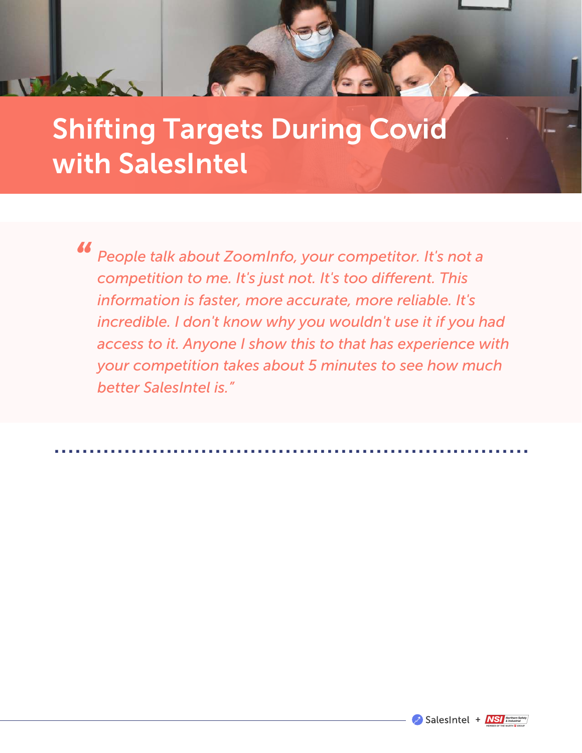# Shifting Targets During Covid with SalesIntel

> *"People talk about ZoomInfo, your competitor. It's not a competition to me. It's just not. It's too different. This information is faster, more accurate, more reliable. It's incredible. I don't know why you wouldn't use it if you had access to it. Anyone I show this to that has experience with your competition takes about 5 minutes to see how much better SalesIntel is."*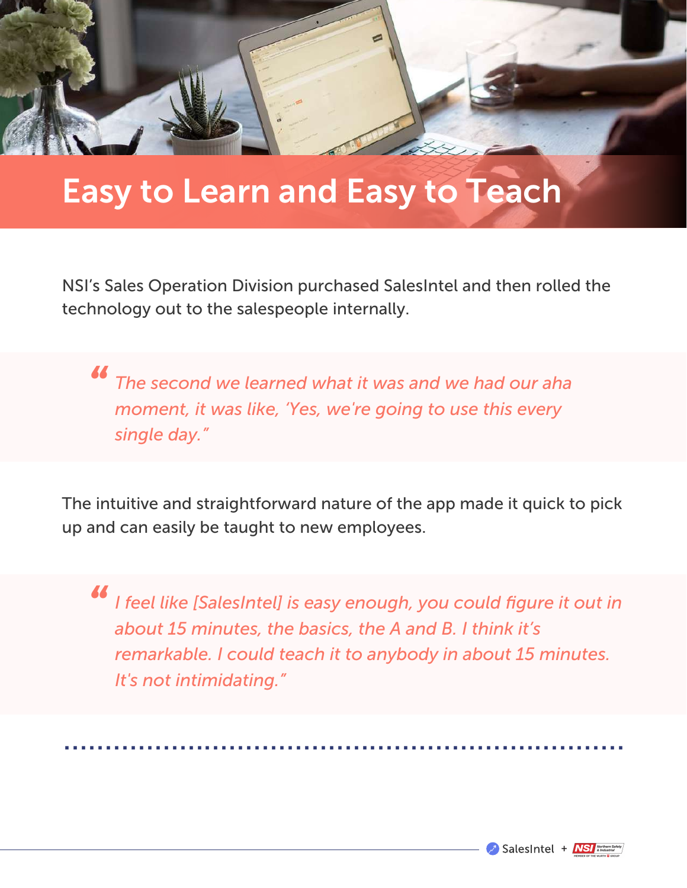# Easy to Learn and Easy to Teach

NSI's Sales Operation Division purchased SalesIntel and then rolled the technology out to the salespeople internally.

> *"The second we learned what it was and we had our aha moment, it was like, 'Yes, we're going to use this every single day."*

The intuitive and straightforward nature of the app made it quick to pick up and can easily be taught to new employees.

> *"I feel like [SalesIntel] is easy enough, you could figure it out in about 15 minutes, the basics, the A and B. I think it's remarkable. I could teach it to anybody in about 15 minutes. It's not intimidating."*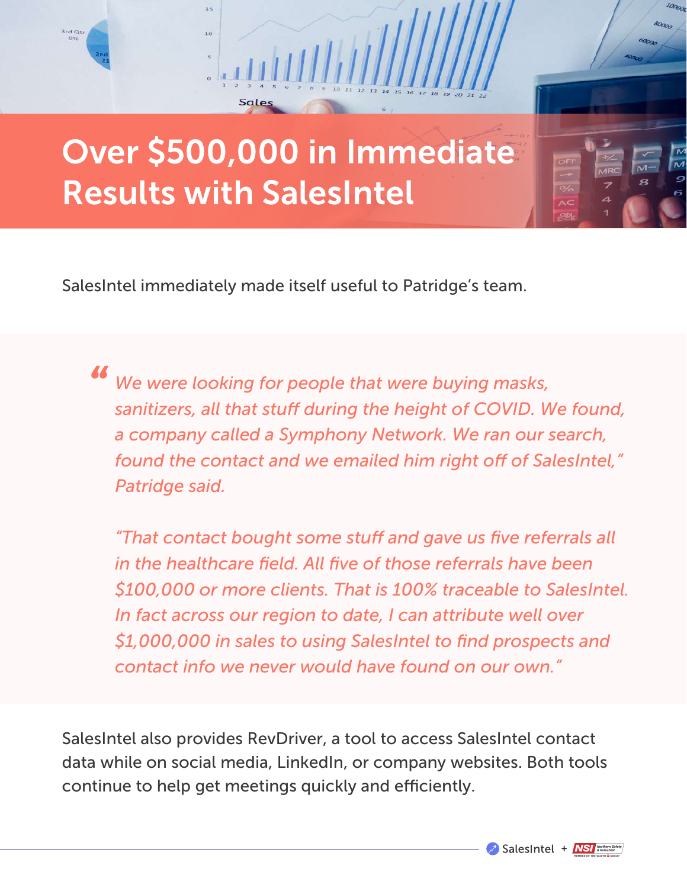# Over $500,000 in Immediate Results with SalesIntel

SalesIntel immediately made itself useful to Patridge's team.

> *"We were looking for people that were buying masks, sanitizers, all that stuff during the height of COVID. We found, a company called a Symphony Network. We ran our search, found the contact and we emailed him right off of SalesIntel," Patridge said.*
>
> *"That contact bought some stuff and gave us five referrals all in the healthcare field. All five of those referrals have been $100,000 or more clients. That is 100% traceable to SalesIntel. In fact across our region to date, I can attribute well over $1,000,000 in sales to using SalesIntel to find prospects and contact info we never would have found on our own."*

SalesIntel also provides RevDriver, a tool to access SalesIntel contact data while on social media, LinkedIn, or company websites. Both tools continue to help get meetings quickly and efficiently.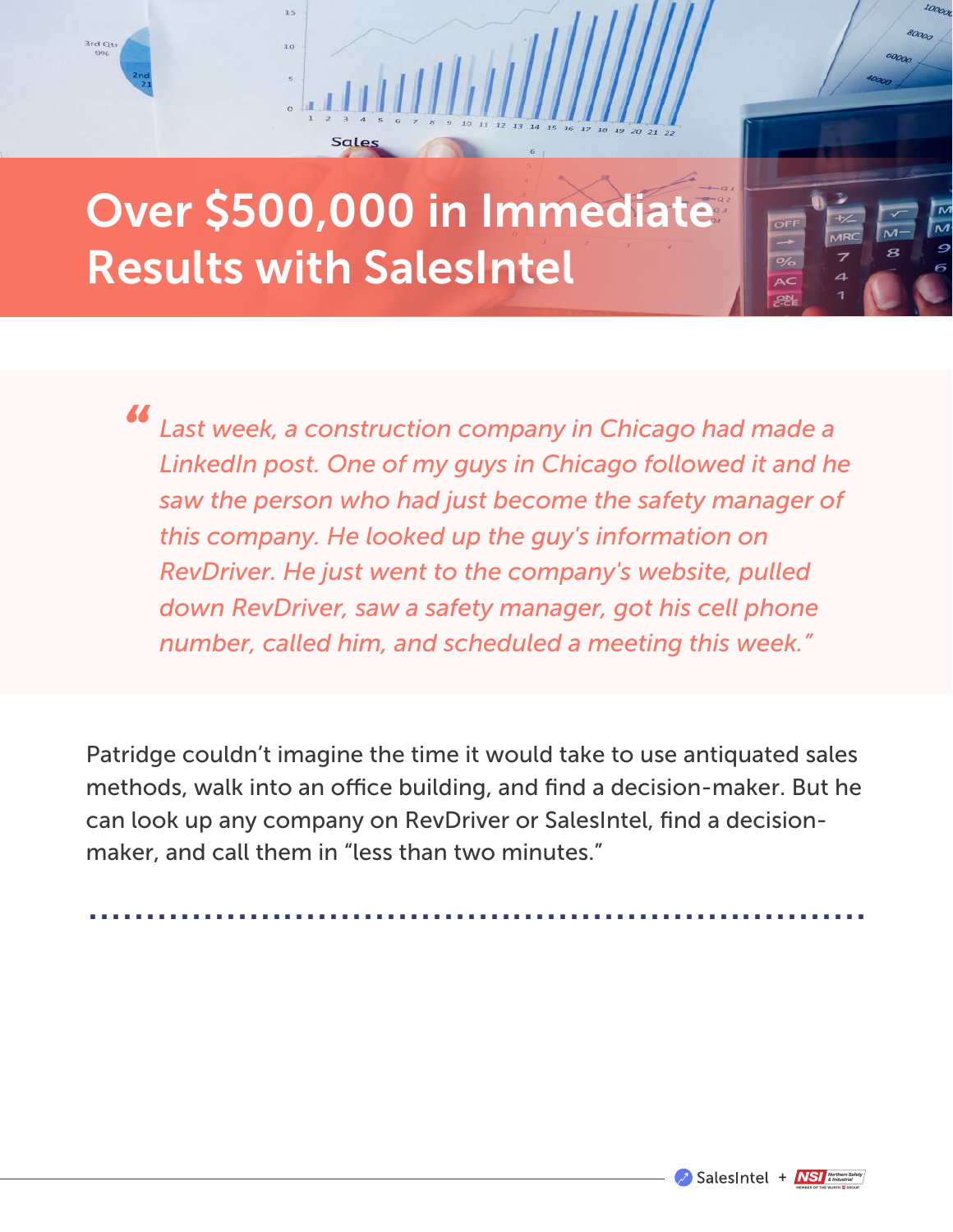# Over $500,000 in Immediate Results with SalesIntel

> *"Last week, a construction company in Chicago had made a LinkedIn post. One of my guys in Chicago followed it and he saw the person who had just become the safety manager of this company. He looked up the guy's information on RevDriver. He just went to the company's website, pulled down RevDriver, saw a safety manager, got his cell phone number, called him, and scheduled a meeting this week."*

Patridge couldn't imagine the time it would take to use antiquated sales methods, walk into an office building, and find a decision-maker. But he can look up any company on RevDriver or SalesIntel, find a decision-maker, and call them in "less than two minutes."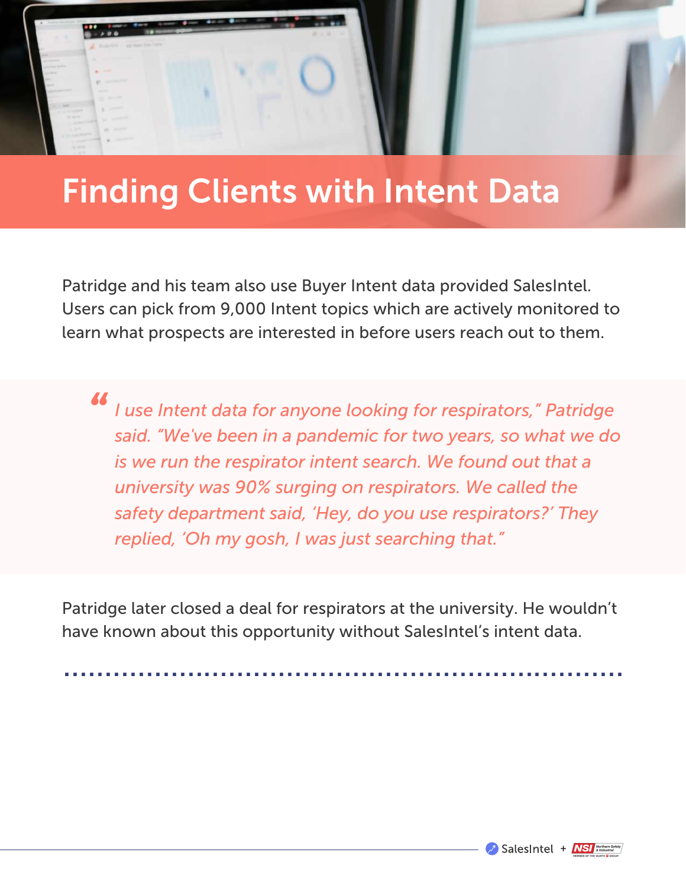# Finding Clients with Intent Data

Patridge and his team also use Buyer Intent data provided SalesIntel. Users can pick from 9,000 Intent topics which are actively monitored to learn what prospects are interested in before users reach out to them.

> *" I use Intent data for anyone looking for respirators," Patridge said. "We've been in a pandemic for two years, so what we do is we run the respirator intent search. We found out that a university was 90% surging on respirators. We called the safety department said, 'Hey, do you use respirators?' They replied, 'Oh my gosh, I was just searching that."*

Patridge later closed a deal for respirators at the university. He wouldn't have known about this opportunity without SalesIntel's intent data.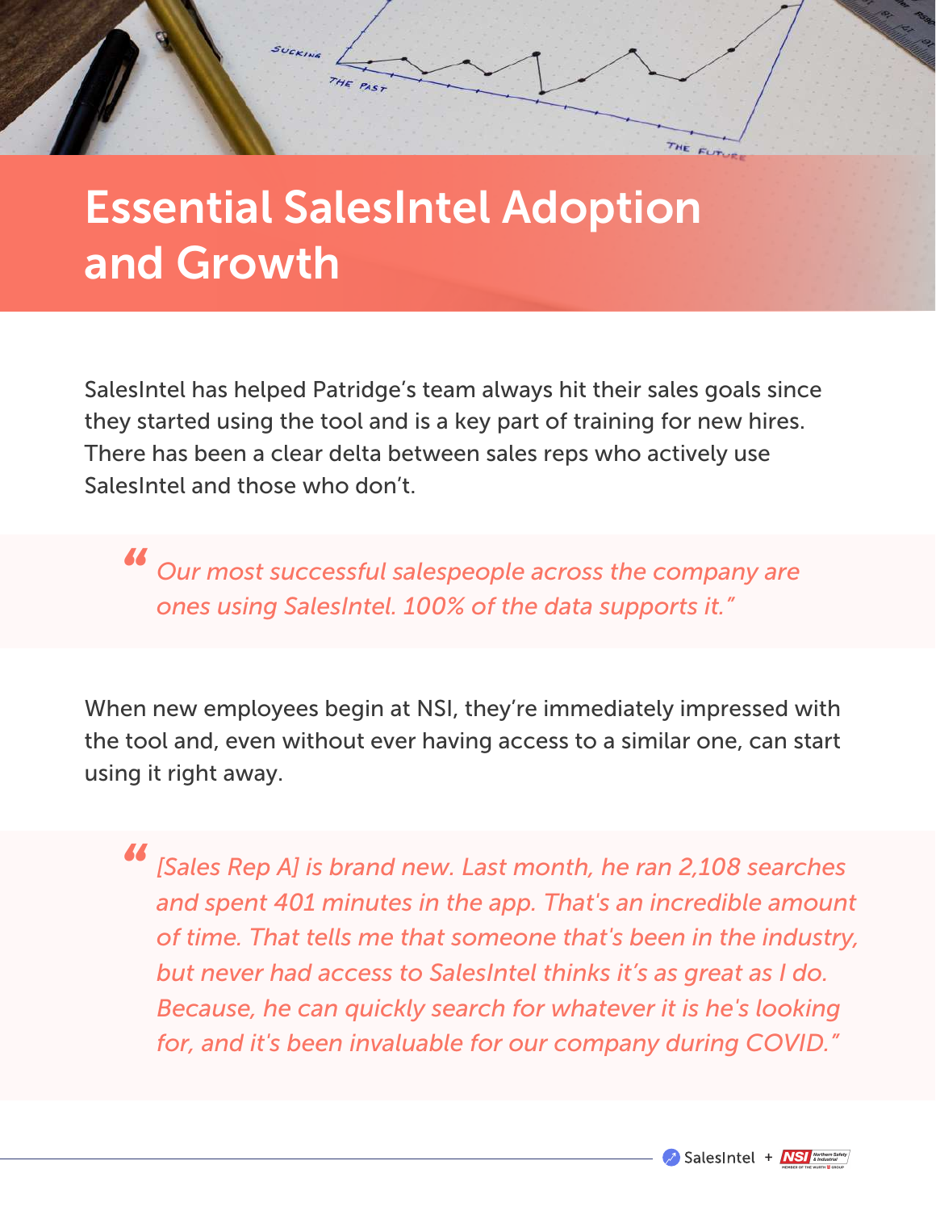# Essential SalesIntel Adoption and Growth

SalesIntel has helped Patridge's team always hit their sales goals since they started using the tool and is a key part of training for new hires. There has been a clear delta between sales reps who actively use SalesIntel and those who don't.

> *"Our most successful salespeople across the company are ones using SalesIntel. 100% of the data supports it."*

When new employees begin at NSI, they're immediately impressed with the tool and, even without ever having access to a similar one, can start using it right away.

> *"[Sales Rep A] is brand new. Last month, he ran 2,108 searches and spent 401 minutes in the app. That's an incredible amount of time. That tells me that someone that's been in the industry, but never had access to SalesIntel thinks it's as great as I do. Because, he can quickly search for whatever it is he's looking for, and it's been invaluable for our company during COVID."*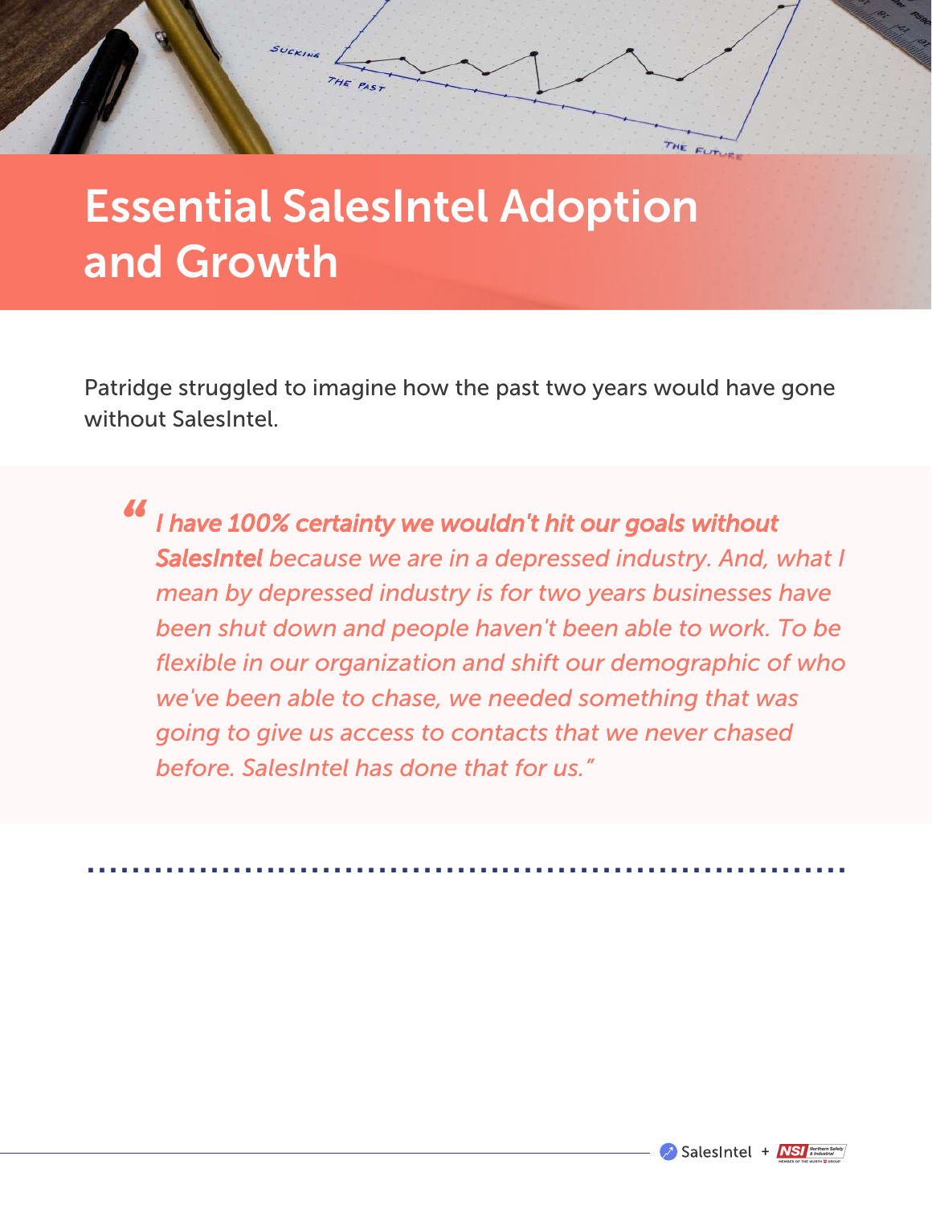# Essential SalesIntel Adoption and Growth

Patridge struggled to imagine how the past two years would have gone without SalesIntel.

> *“**I have 100% certainty we wouldn't hit our goals without SalesIntel** because we are in a depressed industry. And, what I mean by depressed industry is for two years businesses have been shut down and people haven't been able to work. To be flexible in our organization and shift our demographic of who we've been able to chase, we needed something that was going to give us access to contacts that we never chased before. SalesIntel has done that for us.”*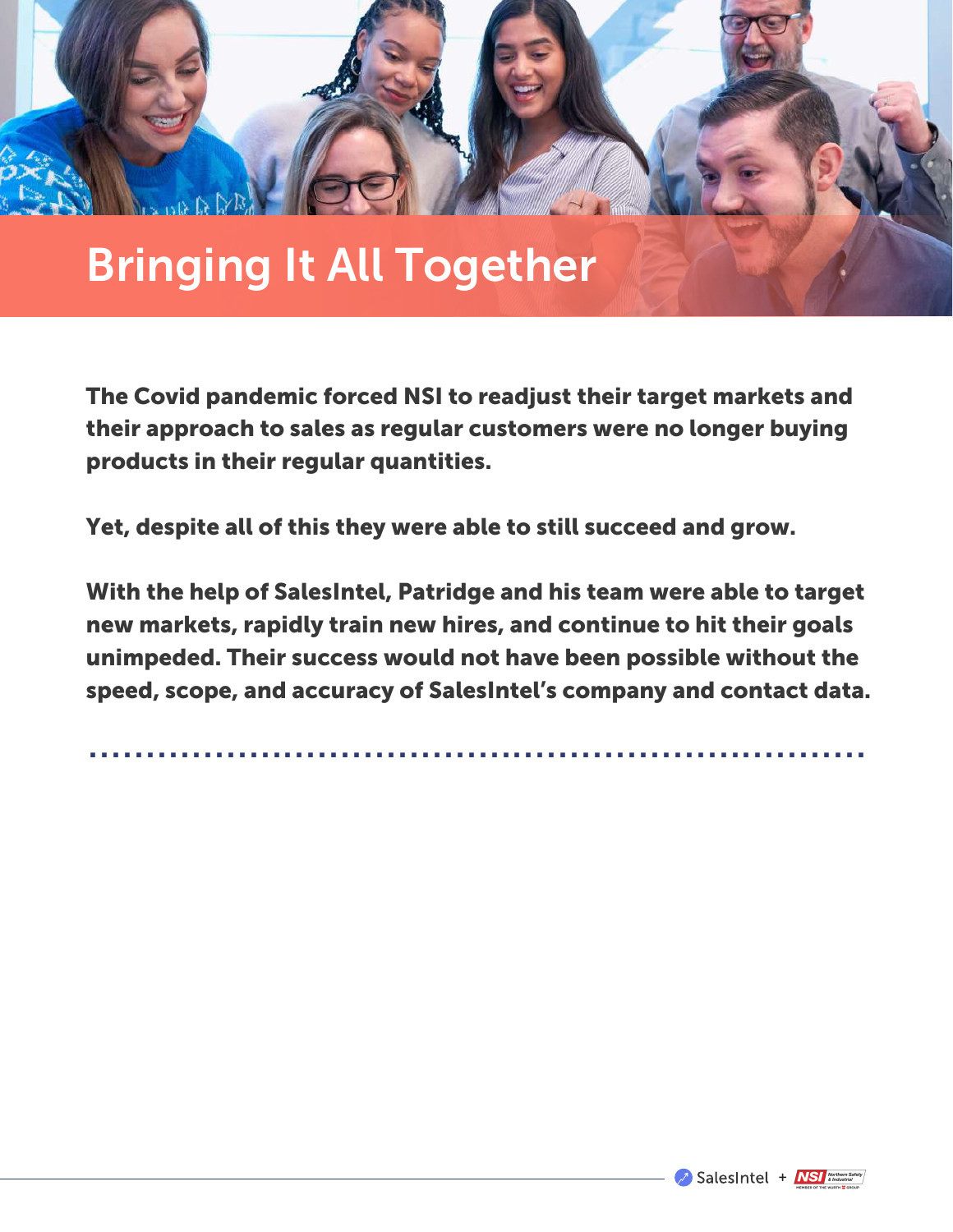# Bringing It All Together

**The Covid pandemic forced NSI to readjust their target markets and their approach to sales as regular customers were no longer buying products in their regular quantities.**

**Yet, despite all of this they were able to still succeed and grow.**

**With the help of SalesIntel, Patridge and his team were able to target new markets, rapidly train new hires, and continue to hit their goals unimpeded. Their success would not have been possible without the speed, scope, and accuracy of SalesIntel's company and contact data.**